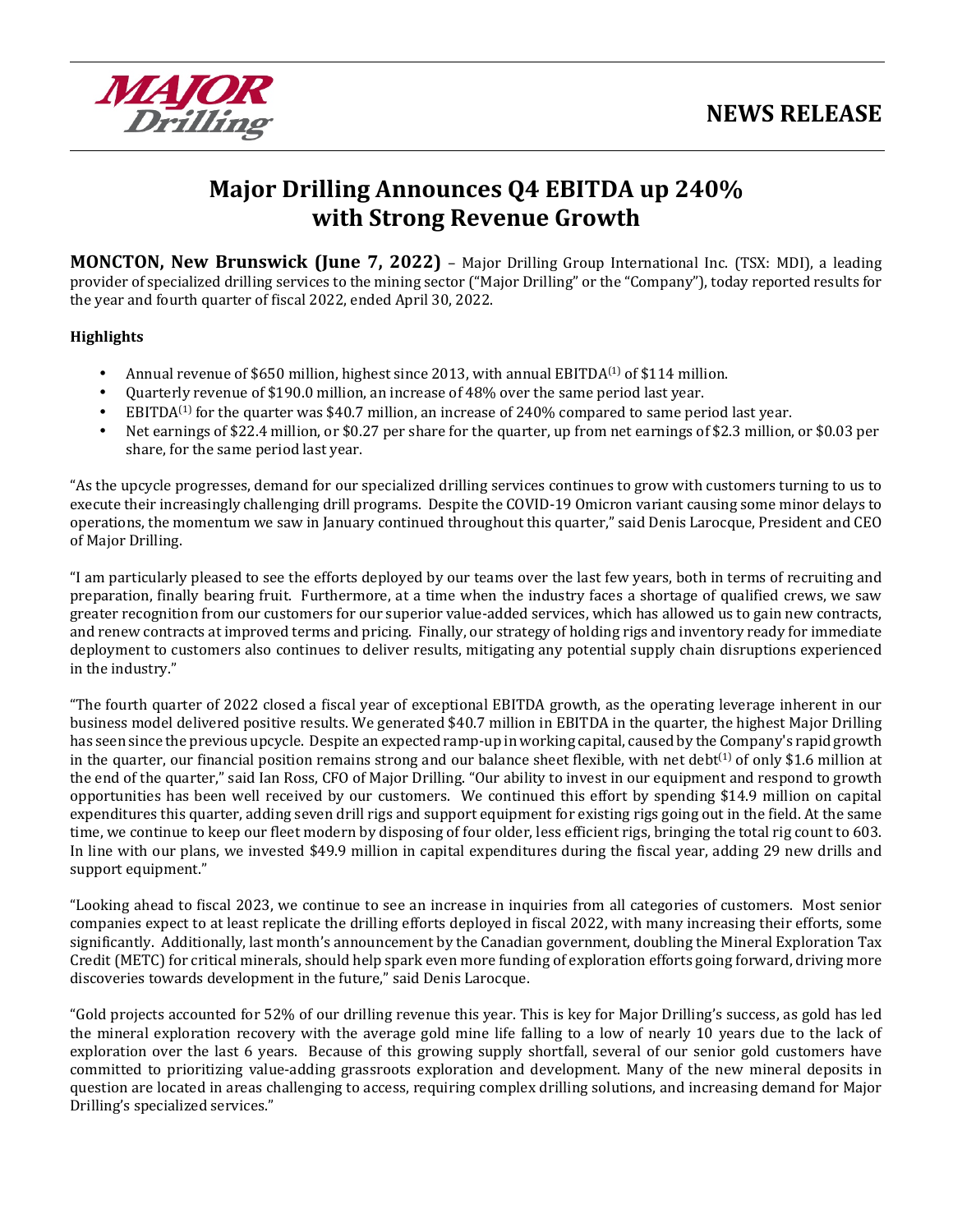**NEWS RELEASE**

# Major Drilling Announces Q4 EBITDA up 240% with Strong Revenue Growth

**MONCTON, New Brunswick (June 7, 2022)** – Major Drilling Group International Inc. (TSX: MDI), a leading provider of specialized drilling services to the mining sector ("Major Drilling" or the "Company"), today reported results for the year and fourth quarter of fiscal 2022, ended April 30, 2022.

**Highlights**

- Annual revenue of $650 million, highest since 2013, with annual EBITDA(1) of $114 million.
- Quarterly revenue of $190.0 million, an increase of 48% over the same period last year.
- EBITDA(1) for the quarter was $40.7 million, an increase of 240% compared to same period last year.
- Net earnings of $22.4 million, or $0.27 per share for the quarter, up from net earnings of $2.3 million, or $0.03 per share, for the same period last year.

"As the upcycle progresses, demand for our specialized drilling services continues to grow with customers turning to us to execute their increasingly challenging drill programs. Despite the COVID-19 Omicron variant causing some minor delays to operations, the momentum we saw in January continued throughout this quarter," said Denis Larocque, President and CEO of Major Drilling.

"I am particularly pleased to see the efforts deployed by our teams over the last few years, both in terms of recruiting and preparation, finally bearing fruit. Furthermore, at a time when the industry faces a shortage of qualified crews, we saw greater recognition from our customers for our superior value-added services, which has allowed us to gain new contracts, and renew contracts at improved terms and pricing. Finally, our strategy of holding rigs and inventory ready for immediate deployment to customers also continues to deliver results, mitigating any potential supply chain disruptions experienced in the industry."

"The fourth quarter of 2022 closed a fiscal year of exceptional EBITDA growth, as the operating leverage inherent in our business model delivered positive results. We generated $40.7 million in EBITDA in the quarter, the highest Major Drilling has seen since the previous upcycle. Despite an expected ramp-up in working capital, caused by the Company's rapid growth in the quarter, our financial position remains strong and our balance sheet flexible, with net debt(1) of only $1.6 million at the end of the quarter," said Ian Ross, CFO of Major Drilling. "Our ability to invest in our equipment and respond to growth opportunities has been well received by our customers. We continued this effort by spending $14.9 million on capital expenditures this quarter, adding seven drill rigs and support equipment for existing rigs going out in the field. At the same time, we continue to keep our fleet modern by disposing of four older, less efficient rigs, bringing the total rig count to 603. In line with our plans, we invested $49.9 million in capital expenditures during the fiscal year, adding 29 new drills and support equipment."

"Looking ahead to fiscal 2023, we continue to see an increase in inquiries from all categories of customers. Most senior companies expect to at least replicate the drilling efforts deployed in fiscal 2022, with many increasing their efforts, some significantly. Additionally, last month's announcement by the Canadian government, doubling the Mineral Exploration Tax Credit (METC) for critical minerals, should help spark even more funding of exploration efforts going forward, driving more discoveries towards development in the future," said Denis Larocque.

"Gold projects accounted for 52% of our drilling revenue this year. This is key for Major Drilling's success, as gold has led the mineral exploration recovery with the average gold mine life falling to a low of nearly 10 years due to the lack of exploration over the last 6 years. Because of this growing supply shortfall, several of our senior gold customers have committed to prioritizing value-adding grassroots exploration and development. Many of the new mineral deposits in question are located in areas challenging to access, requiring complex drilling solutions, and increasing demand for Major Drilling's specialized services."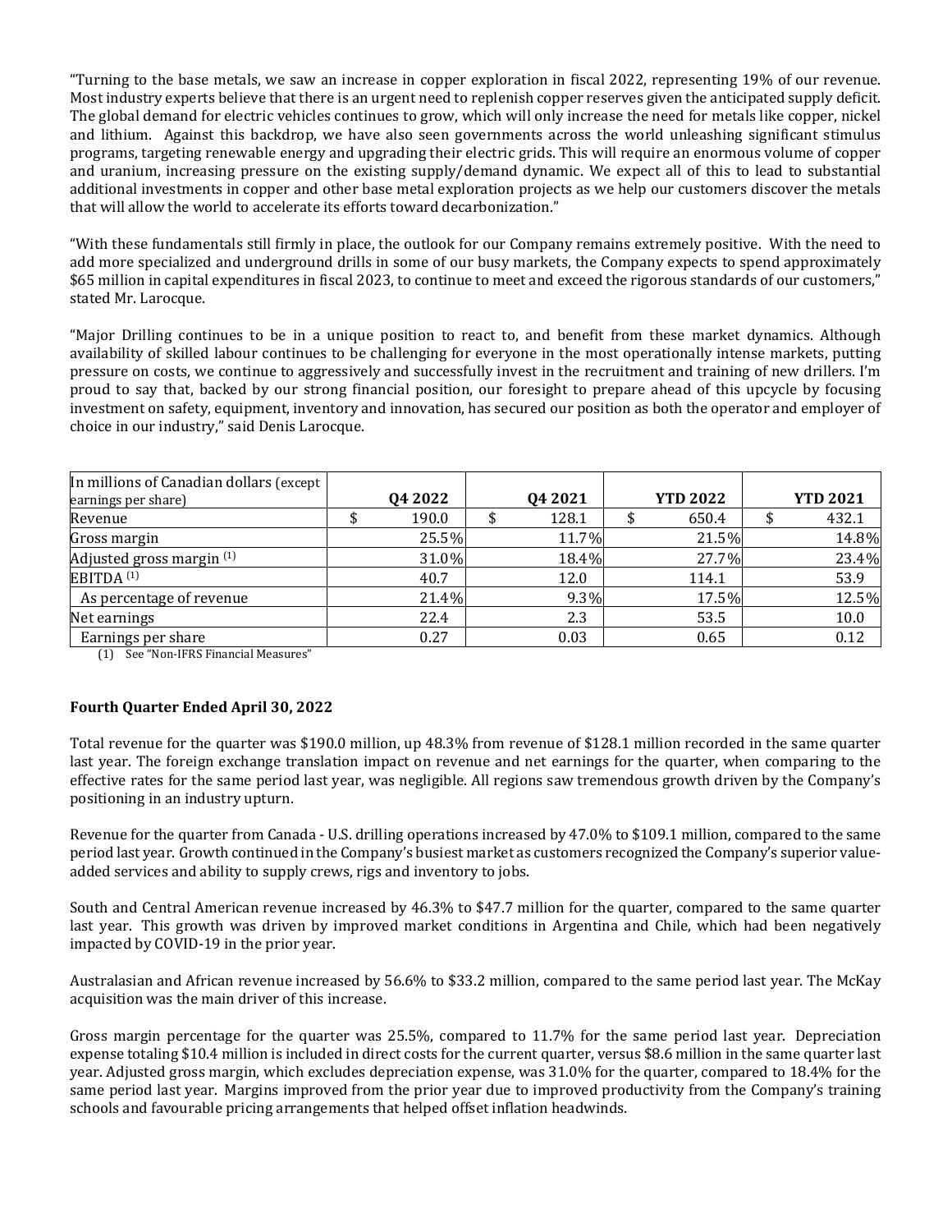"Turning to the base metals, we saw an increase in copper exploration in fiscal 2022, representing 19% of our revenue. Most industry experts believe that there is an urgent need to replenish copper reserves given the anticipated supply deficit. The global demand for electric vehicles continues to grow, which will only increase the need for metals like copper, nickel and lithium. Against this backdrop, we have also seen governments across the world unleashing significant stimulus programs, targeting renewable energy and upgrading their electric grids. This will require an enormous volume of copper and uranium, increasing pressure on the existing supply/demand dynamic. We expect all of this to lead to substantial additional investments in copper and other base metal exploration projects as we help our customers discover the metals that will allow the world to accelerate its efforts toward decarbonization."

"With these fundamentals still firmly in place, the outlook for our Company remains extremely positive. With the need to add more specialized and underground drills in some of our busy markets, the Company expects to spend approximately $65 million in capital expenditures in fiscal 2023, to continue to meet and exceed the rigorous standards of our customers," stated Mr. Larocque.

"Major Drilling continues to be in a unique position to react to, and benefit from these market dynamics. Although availability of skilled labour continues to be challenging for everyone in the most operationally intense markets, putting pressure on costs, we continue to aggressively and successfully invest in the recruitment and training of new drillers. I'm proud to say that, backed by our strong financial position, our foresight to prepare ahead of this upcycle by focusing investment on safety, equipment, inventory and innovation, has secured our position as both the operator and employer of choice in our industry," said Denis Larocque.

| In millions of Canadian dollars (except earnings per share) | Q4 2022 | Q4 2021 | YTD 2022 | YTD 2021 |
|---|---|---|---|---|
| Revenue | $ 190.0 | $ 128.1 | $ 650.4 | $ 432.1 |
| Gross margin | 25.5% | 11.7% | 21.5% | 14.8% |
| Adjusted gross margin (1) | 31.0% | 18.4% | 27.7% | 23.4% |
| EBITDA (1) | 40.7 | 12.0 | 114.1 | 53.9 |
| As percentage of revenue | 21.4% | 9.3% | 17.5% | 12.5% |
| Net earnings | 22.4 | 2.3 | 53.5 | 10.0 |
| Earnings per share | 0.27 | 0.03 | 0.65 | 0.12 |

(1) See "Non-IFRS Financial Measures"

**Fourth Quarter Ended April 30, 2022**

Total revenue for the quarter was $190.0 million, up 48.3% from revenue of $128.1 million recorded in the same quarter last year. The foreign exchange translation impact on revenue and net earnings for the quarter, when comparing to the effective rates for the same period last year, was negligible. All regions saw tremendous growth driven by the Company's positioning in an industry upturn.

Revenue for the quarter from Canada - U.S. drilling operations increased by 47.0% to $109.1 million, compared to the same period last year. Growth continued in the Company's busiest market as customers recognized the Company's superior value-added services and ability to supply crews, rigs and inventory to jobs.

South and Central American revenue increased by 46.3% to $47.7 million for the quarter, compared to the same quarter last year. This growth was driven by improved market conditions in Argentina and Chile, which had been negatively impacted by COVID-19 in the prior year.

Australasian and African revenue increased by 56.6% to $33.2 million, compared to the same period last year. The McKay acquisition was the main driver of this increase.

Gross margin percentage for the quarter was 25.5%, compared to 11.7% for the same period last year. Depreciation expense totaling $10.4 million is included in direct costs for the current quarter, versus $8.6 million in the same quarter last year. Adjusted gross margin, which excludes depreciation expense, was 31.0% for the quarter, compared to 18.4% for the same period last year. Margins improved from the prior year due to improved productivity from the Company's training schools and favourable pricing arrangements that helped offset inflation headwinds.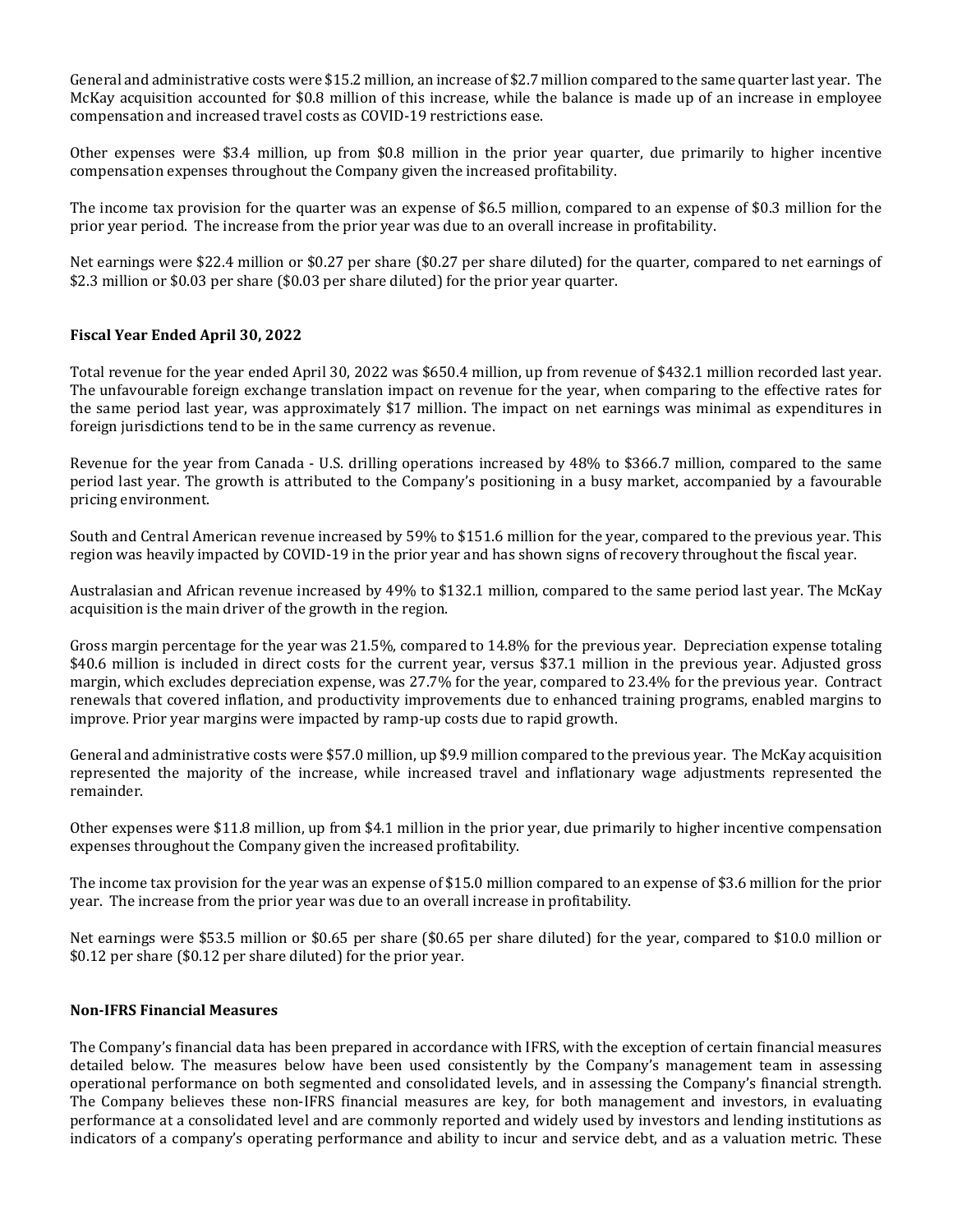General and administrative costs were $15.2 million, an increase of $2.7 million compared to the same quarter last year. The McKay acquisition accounted for $0.8 million of this increase, while the balance is made up of an increase in employee compensation and increased travel costs as COVID-19 restrictions ease.

Other expenses were $3.4 million, up from $0.8 million in the prior year quarter, due primarily to higher incentive compensation expenses throughout the Company given the increased profitability.

The income tax provision for the quarter was an expense of $6.5 million, compared to an expense of $0.3 million for the prior year period. The increase from the prior year was due to an overall increase in profitability.

Net earnings were $22.4 million or $0.27 per share ($0.27 per share diluted) for the quarter, compared to net earnings of $2.3 million or $0.03 per share ($0.03 per share diluted) for the prior year quarter.

**Fiscal Year Ended April 30, 2022**

Total revenue for the year ended April 30, 2022 was $650.4 million, up from revenue of $432.1 million recorded last year. The unfavourable foreign exchange translation impact on revenue for the year, when comparing to the effective rates for the same period last year, was approximately $17 million. The impact on net earnings was minimal as expenditures in foreign jurisdictions tend to be in the same currency as revenue.

Revenue for the year from Canada - U.S. drilling operations increased by 48% to $366.7 million, compared to the same period last year. The growth is attributed to the Company's positioning in a busy market, accompanied by a favourable pricing environment.

South and Central American revenue increased by 59% to $151.6 million for the year, compared to the previous year. This region was heavily impacted by COVID-19 in the prior year and has shown signs of recovery throughout the fiscal year.

Australasian and African revenue increased by 49% to $132.1 million, compared to the same period last year. The McKay acquisition is the main driver of the growth in the region.

Gross margin percentage for the year was 21.5%, compared to 14.8% for the previous year. Depreciation expense totaling $40.6 million is included in direct costs for the current year, versus $37.1 million in the previous year. Adjusted gross margin, which excludes depreciation expense, was 27.7% for the year, compared to 23.4% for the previous year. Contract renewals that covered inflation, and productivity improvements due to enhanced training programs, enabled margins to improve. Prior year margins were impacted by ramp-up costs due to rapid growth.

General and administrative costs were $57.0 million, up $9.9 million compared to the previous year. The McKay acquisition represented the majority of the increase, while increased travel and inflationary wage adjustments represented the remainder.

Other expenses were $11.8 million, up from $4.1 million in the prior year, due primarily to higher incentive compensation expenses throughout the Company given the increased profitability.

The income tax provision for the year was an expense of $15.0 million compared to an expense of $3.6 million for the prior year. The increase from the prior year was due to an overall increase in profitability.

Net earnings were $53.5 million or $0.65 per share ($0.65 per share diluted) for the year, compared to $10.0 million or $0.12 per share ($0.12 per share diluted) for the prior year.

**Non-IFRS Financial Measures**

The Company's financial data has been prepared in accordance with IFRS, with the exception of certain financial measures detailed below. The measures below have been used consistently by the Company's management team in assessing operational performance on both segmented and consolidated levels, and in assessing the Company's financial strength. The Company believes these non-IFRS financial measures are key, for both management and investors, in evaluating performance at a consolidated level and are commonly reported and widely used by investors and lending institutions as indicators of a company's operating performance and ability to incur and service debt, and as a valuation metric. These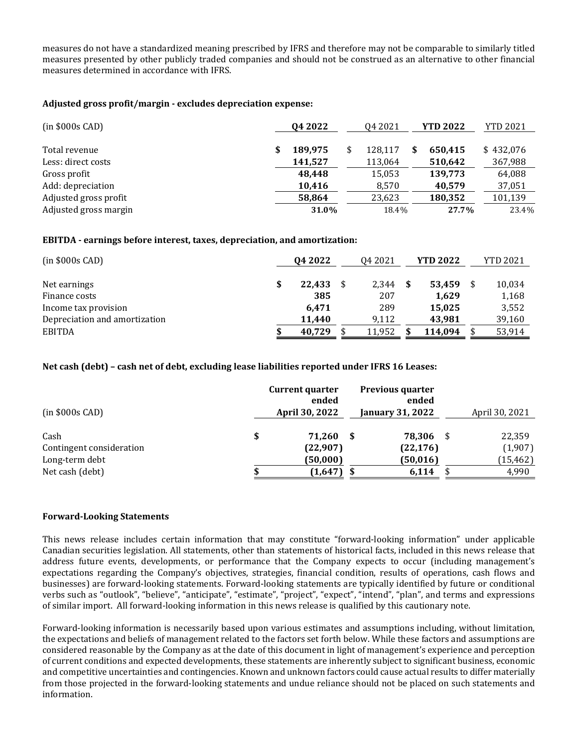measures do not have a standardized meaning prescribed by IFRS and therefore may not be comparable to similarly titled measures presented by other publicly traded companies and should not be construed as an alternative to other financial measures determined in accordance with IFRS.

**Adjusted gross profit/margin - excludes depreciation expense:**

| (in $000s CAD) | **Q4 2022** | Q4 2021 | **YTD 2022** | YTD 2021 |
|---|---|---|---|---|
| Total revenue | **$ 189,975** | $ 128,117 | **$ 650,415** | $ 432,076 |
| Less: direct costs | **141,527** | 113,064 | **510,642** | 367,988 |
| Gross profit | **48,448** | 15,053 | **139,773** | 64,088 |
| Add: depreciation | **10,416** | 8,570 | **40,579** | 37,051 |
| Adjusted gross profit | **58,864** | 23,623 | **180,352** | 101,139 |
| Adjusted gross margin | **31.0%** | 18.4% | **27.7%** | 23.4% |

**EBITDA - earnings before interest, taxes, depreciation, and amortization:**

| (in $000s CAD) | **Q4 2022** | Q4 2021 | **YTD 2022** | YTD 2021 |
|---|---|---|---|---|
| Net earnings | **$ 22,433** | $ 2,344 | **$ 53,459** | $ 10,034 |
| Finance costs | **385** | 207 | **1,629** | 1,168 |
| Income tax provision | **6,471** | 289 | **15,025** | 3,552 |
| Depreciation and amortization | **11,440** | 9,112 | **43,981** | 39,160 |
| EBITDA | **$ 40,729** | $ 11,952 | **$ 114,094** | $ 53,914 |

**Net cash (debt) – cash net of debt, excluding lease liabilities reported under IFRS 16 Leases:**

| (in $000s CAD) | **Current quarter ended April 30, 2022** | **Previous quarter ended January 31, 2022** | April 30, 2021 |
|---|---|---|---|
| Cash | **$ 71,260** | **$ 78,306** | $ 22,359 |
| Contingent consideration | **(22,907)** | **(22,176)** | (1,907) |
| Long-term debt | **(50,000)** | **(50,016)** | (15,462) |
| Net cash (debt) | **$ (1,647)** | **$ 6,114** | $ 4,990 |

**Forward-Looking Statements**

This news release includes certain information that may constitute "forward-looking information" under applicable Canadian securities legislation. All statements, other than statements of historical facts, included in this news release that address future events, developments, or performance that the Company expects to occur (including management's expectations regarding the Company's objectives, strategies, financial condition, results of operations, cash flows and businesses) are forward-looking statements. Forward-looking statements are typically identified by future or conditional verbs such as "outlook", "believe", "anticipate", "estimate", "project", "expect", "intend", "plan", and terms and expressions of similar import. All forward-looking information in this news release is qualified by this cautionary note.

Forward-looking information is necessarily based upon various estimates and assumptions including, without limitation, the expectations and beliefs of management related to the factors set forth below. While these factors and assumptions are considered reasonable by the Company as at the date of this document in light of management's experience and perception of current conditions and expected developments, these statements are inherently subject to significant business, economic and competitive uncertainties and contingencies. Known and unknown factors could cause actual results to differ materially from those projected in the forward-looking statements and undue reliance should not be placed on such statements and information.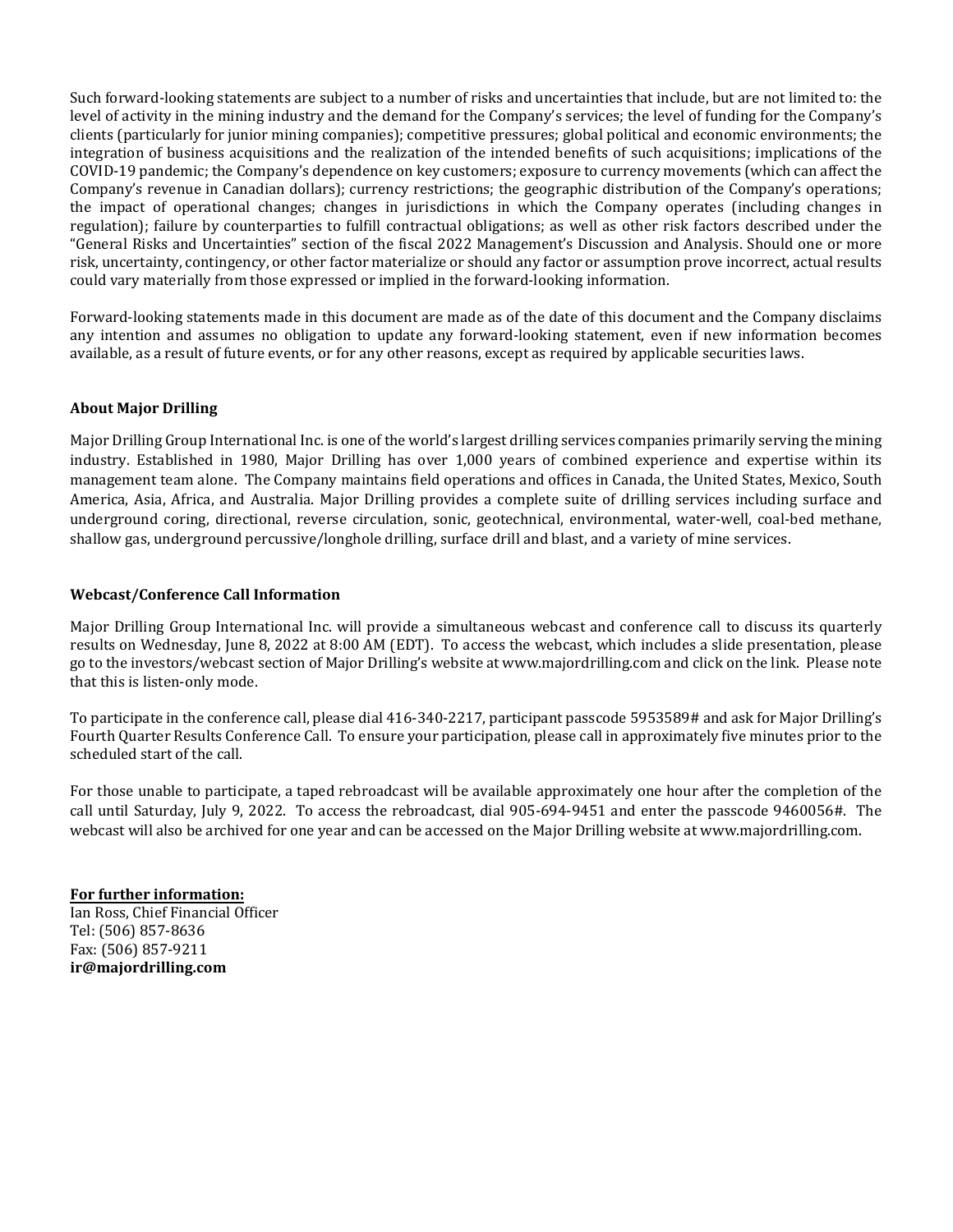Such forward-looking statements are subject to a number of risks and uncertainties that include, but are not limited to: the level of activity in the mining industry and the demand for the Company's services; the level of funding for the Company's clients (particularly for junior mining companies); competitive pressures; global political and economic environments; the integration of business acquisitions and the realization of the intended benefits of such acquisitions; implications of the COVID-19 pandemic; the Company's dependence on key customers; exposure to currency movements (which can affect the Company's revenue in Canadian dollars); currency restrictions; the geographic distribution of the Company's operations; the impact of operational changes; changes in jurisdictions in which the Company operates (including changes in regulation); failure by counterparties to fulfill contractual obligations; as well as other risk factors described under the "General Risks and Uncertainties" section of the fiscal 2022 Management's Discussion and Analysis. Should one or more risk, uncertainty, contingency, or other factor materialize or should any factor or assumption prove incorrect, actual results could vary materially from those expressed or implied in the forward-looking information.

Forward-looking statements made in this document are made as of the date of this document and the Company disclaims any intention and assumes no obligation to update any forward-looking statement, even if new information becomes available, as a result of future events, or for any other reasons, except as required by applicable securities laws.

**About Major Drilling**

Major Drilling Group International Inc. is one of the world's largest drilling services companies primarily serving the mining industry. Established in 1980, Major Drilling has over 1,000 years of combined experience and expertise within its management team alone. The Company maintains field operations and offices in Canada, the United States, Mexico, South America, Asia, Africa, and Australia. Major Drilling provides a complete suite of drilling services including surface and underground coring, directional, reverse circulation, sonic, geotechnical, environmental, water-well, coal-bed methane, shallow gas, underground percussive/longhole drilling, surface drill and blast, and a variety of mine services.

**Webcast/Conference Call Information**

Major Drilling Group International Inc. will provide a simultaneous webcast and conference call to discuss its quarterly results on Wednesday, June 8, 2022 at 8:00 AM (EDT). To access the webcast, which includes a slide presentation, please go to the investors/webcast section of Major Drilling's website at www.majordrilling.com and click on the link. Please note that this is listen-only mode.

To participate in the conference call, please dial 416-340-2217, participant passcode 5953589# and ask for Major Drilling's Fourth Quarter Results Conference Call. To ensure your participation, please call in approximately five minutes prior to the scheduled start of the call.

For those unable to participate, a taped rebroadcast will be available approximately one hour after the completion of the call until Saturday, July 9, 2022. To access the rebroadcast, dial 905-694-9451 and enter the passcode 9460056#. The webcast will also be archived for one year and can be accessed on the Major Drilling website at www.majordrilling.com.

**For further information:**
Ian Ross, Chief Financial Officer
Tel: (506) 857-8636
Fax: (506) 857-9211
**ir@majordrilling.com**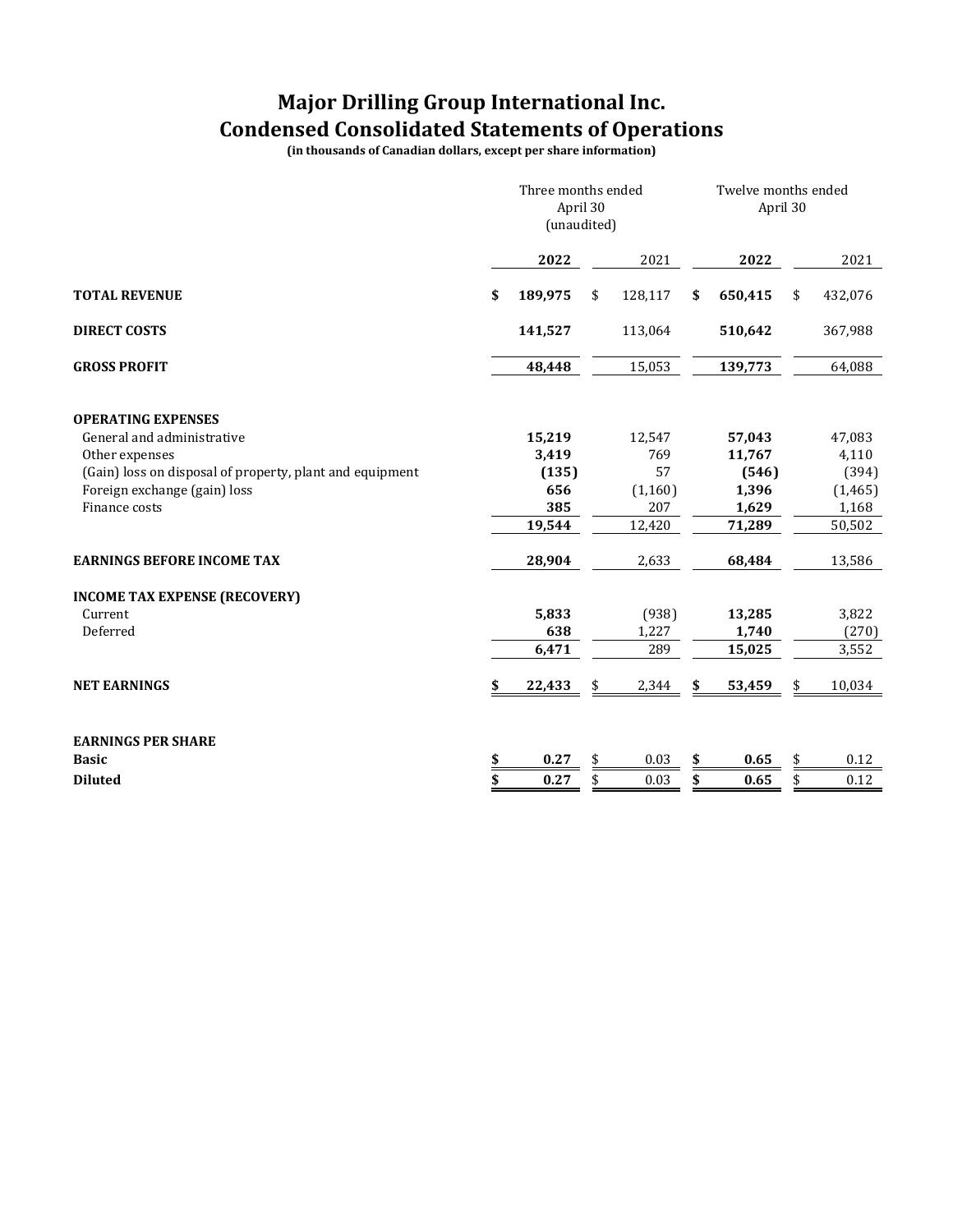# Major Drilling Group International Inc.
# Condensed Consolidated Statements of Operations

**(in thousands of Canadian dollars, except per share information)**

| | Three months ended April 30 (unaudited) | | Twelve months ended April 30 | |
|---|---|---|---|---|
| | **2022** | 2021 | **2022** | 2021 |
| **TOTAL REVENUE** | **$ 189,975** | $ 128,117 | **$ 650,415** | $ 432,076 |
| **DIRECT COSTS** | **141,527** | 113,064 | **510,642** | 367,988 |
| **GROSS PROFIT** | **48,448** | 15,053 | **139,773** | 64,088 |
| **OPERATING EXPENSES** | | | | |
| General and administrative | **15,219** | 12,547 | **57,043** | 47,083 |
| Other expenses | **3,419** | 769 | **11,767** | 4,110 |
| (Gain) loss on disposal of property, plant and equipment | **(135)** | 57 | **(546)** | (394) |
| Foreign exchange (gain) loss | **656** | (1,160) | **1,396** | (1,465) |
| Finance costs | **385** | 207 | **1,629** | 1,168 |
| | **19,544** | 12,420 | **71,289** | 50,502 |
| **EARNINGS BEFORE INCOME TAX** | **28,904** | 2,633 | **68,484** | 13,586 |
| **INCOME TAX EXPENSE (RECOVERY)** | | | | |
| Current | **5,833** | (938) | **13,285** | 3,822 |
| Deferred | **638** | 1,227 | **1,740** | (270) |
| | **6,471** | 289 | **15,025** | 3,552 |
| **NET EARNINGS** | **$ 22,433** | $ 2,344 | **$ 53,459** | $ 10,034 |
| **EARNINGS PER SHARE** | | | | |
| **Basic** | **$ 0.27** | $ 0.03 | **$ 0.65** | $ 0.12 |
| **Diluted** | **$ 0.27** | $ 0.03 | **$ 0.65** | $ 0.12 |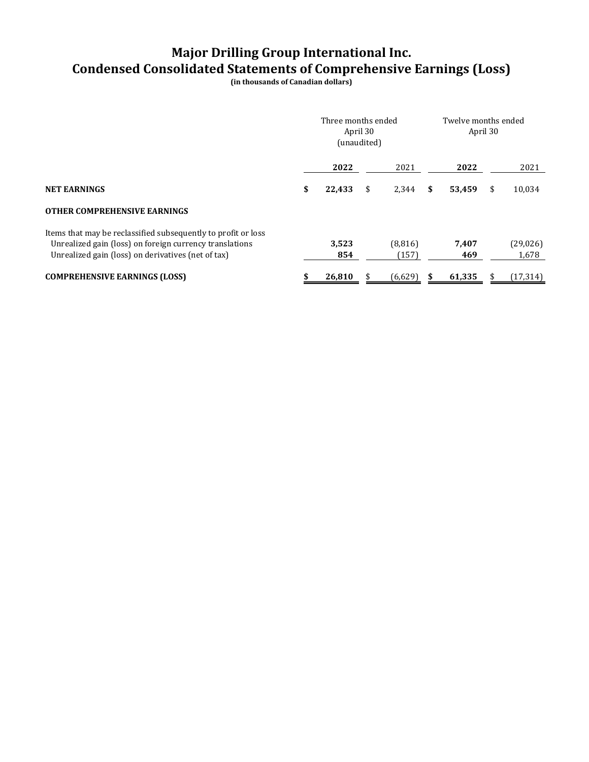# Major Drilling Group International Inc.
# Condensed Consolidated Statements of Comprehensive Earnings (Loss)

**(in thousands of Canadian dollars)**

| | Three months ended April 30 (unaudited) | | Twelve months ended April 30 | |
|---|---|---|---|---|
| | **2022** | 2021 | **2022** | 2021 |
| **NET EARNINGS** | **$ 22,433** | $ 2,344 | **$ 53,459** | $ 10,034 |
| **OTHER COMPREHENSIVE EARNINGS** | | | | |
| Items that may be reclassified subsequently to profit or loss | | | | |
| Unrealized gain (loss) on foreign currency translations | **3,523** | (8,816) | **7,407** | (29,026) |
| Unrealized gain (loss) on derivatives (net of tax) | **854** | (157) | **469** | 1,678 |
| **COMPREHENSIVE EARNINGS (LOSS)** | **$ 26,810** | $ (6,629) | **$ 61,335** | $ (17,314) |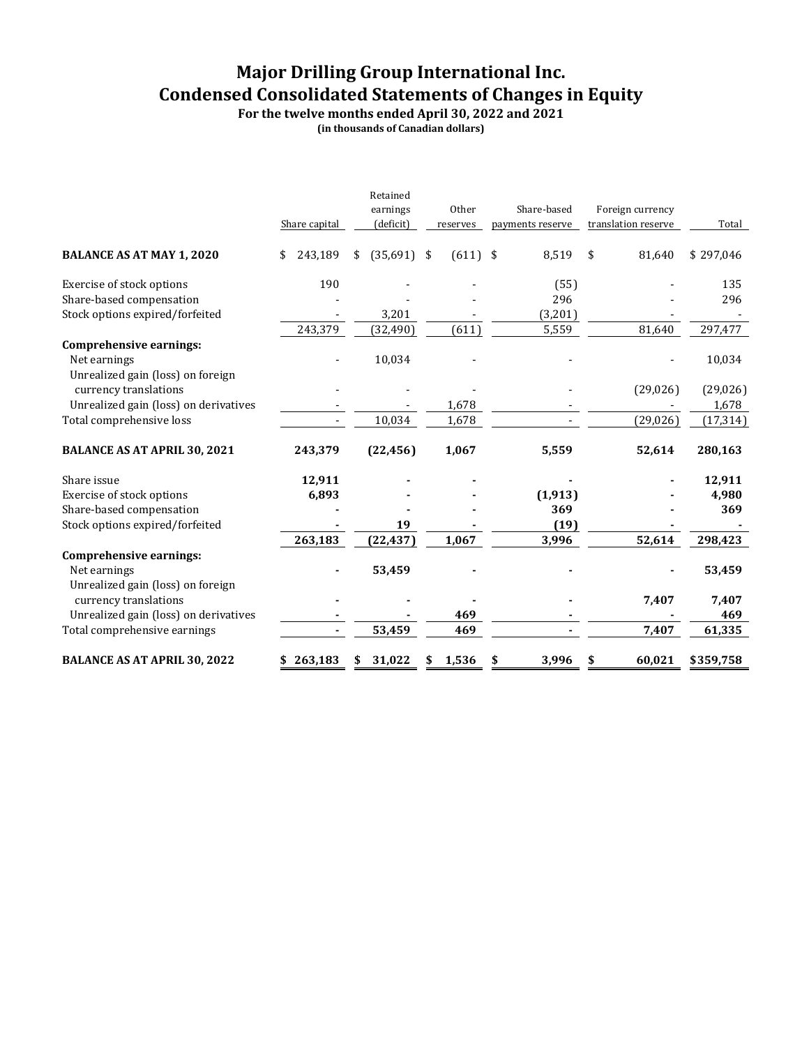# Major Drilling Group International Inc.
# Condensed Consolidated Statements of Changes in Equity

**For the twelve months ended April 30, 2022 and 2021**
**(in thousands of Canadian dollars)**

| | Share capital | Retained earnings (deficit) | Other reserves | Share-based payments reserve | Foreign currency translation reserve | Total |
|---|---|---|---|---|---|---|
| **BALANCE AS AT MAY 1, 2020** | $ 243,189 | $ (35,691) | $ (611) | $ 8,519 | $ 81,640 | $ 297,046 |
| Exercise of stock options | 190 | - | - | (55) | - | 135 |
| Share-based compensation | - | - | - | 296 | - | 296 |
| Stock options expired/forfeited | - | 3,201 | - | (3,201) | - | - |
| | 243,379 | (32,490) | (611) | 5,559 | 81,640 | 297,477 |
| **Comprehensive earnings:** | | | | | | |
| Net earnings | - | 10,034 | - | - | - | 10,034 |
| Unrealized gain (loss) on foreign currency translations | - | - | - | - | (29,026) | (29,026) |
| Unrealized gain (loss) on derivatives | - | - | 1,678 | - | - | 1,678 |
| Total comprehensive loss | - | 10,034 | 1,678 | - | (29,026) | (17,314) |
| **BALANCE AS AT APRIL 30, 2021** | **243,379** | **(22,456)** | **1,067** | **5,559** | **52,614** | **280,163** |
| Share issue | **12,911** | **-** | **-** | **-** | **-** | **12,911** |
| Exercise of stock options | **6,893** | **-** | **-** | **(1,913)** | **-** | **4,980** |
| Share-based compensation | **-** | **-** | **-** | **369** | **-** | **369** |
| Stock options expired/forfeited | **-** | **19** | **-** | **(19)** | **-** | **-** |
| | **263,183** | **(22,437)** | **1,067** | **3,996** | **52,614** | **298,423** |
| **Comprehensive earnings:** | | | | | | |
| Net earnings | **-** | **53,459** | **-** | **-** | **-** | **53,459** |
| Unrealized gain (loss) on foreign currency translations | **-** | **-** | **-** | **-** | **7,407** | **7,407** |
| Unrealized gain (loss) on derivatives | **-** | **-** | **469** | **-** | **-** | **469** |
| Total comprehensive earnings | **-** | **53,459** | **469** | **-** | **7,407** | **61,335** |
| **BALANCE AS AT APRIL 30, 2022** | **$ 263,183** | **$ 31,022** | **$ 1,536** | **$ 3,996** | **$ 60,021** | **$359,758** |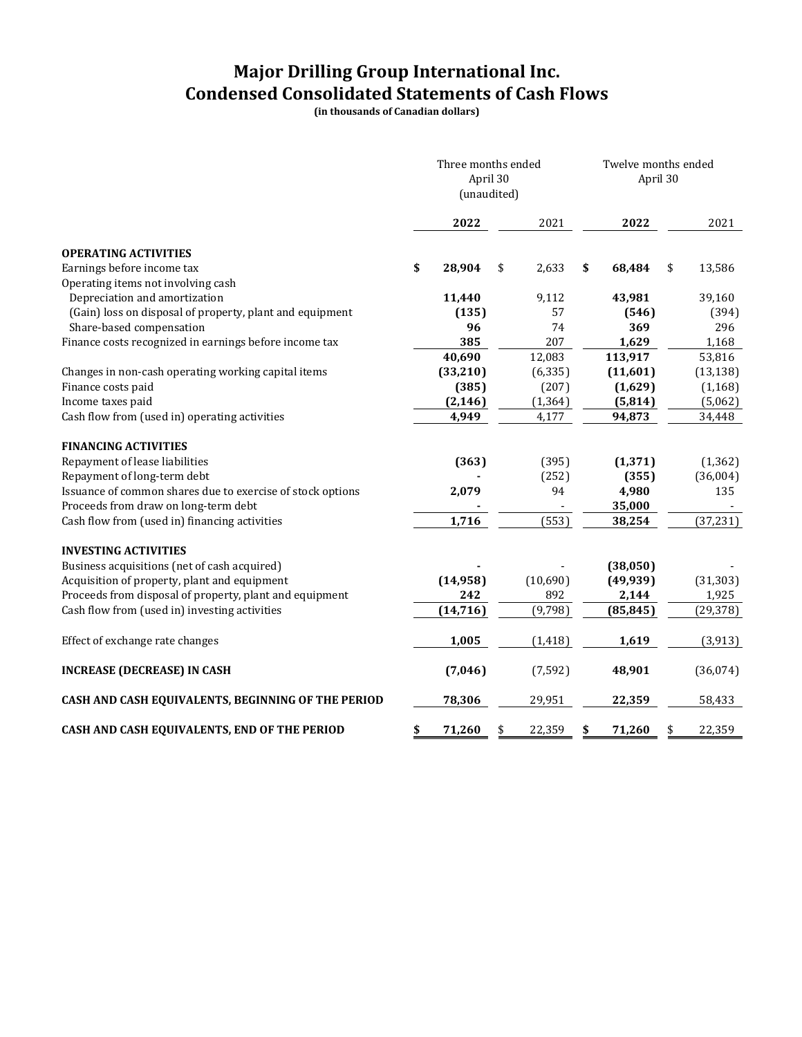# Major Drilling Group International Inc.
# Condensed Consolidated Statements of Cash Flows

**(in thousands of Canadian dollars)**

| | Three months ended April 30 (unaudited) | | Twelve months ended April 30 | |
|---|---|---|---|---|
| | **2022** | 2021 | **2022** | 2021 |
| **OPERATING ACTIVITIES** | | | | |
| Earnings before income tax | **$ 28,904** | $ 2,633 | **$ 68,484** | $ 13,586 |
| Operating items not involving cash | | | | |
| Depreciation and amortization | **11,440** | 9,112 | **43,981** | 39,160 |
| (Gain) loss on disposal of property, plant and equipment | **(135)** | 57 | **(546)** | (394) |
| Share-based compensation | **96** | 74 | **369** | 296 |
| Finance costs recognized in earnings before income tax | **385** | 207 | **1,629** | 1,168 |
| | **40,690** | 12,083 | **113,917** | 53,816 |
| Changes in non-cash operating working capital items | **(33,210)** | (6,335) | **(11,601)** | (13,138) |
| Finance costs paid | **(385)** | (207) | **(1,629)** | (1,168) |
| Income taxes paid | **(2,146)** | (1,364) | **(5,814)** | (5,062) |
| Cash flow from (used in) operating activities | **4,949** | 4,177 | **94,873** | 34,448 |
| **FINANCING ACTIVITIES** | | | | |
| Repayment of lease liabilities | **(363)** | (395) | **(1,371)** | (1,362) |
| Repayment of long-term debt | **-** | (252) | **(355)** | (36,004) |
| Issuance of common shares due to exercise of stock options | **2,079** | 94 | **4,980** | 135 |
| Proceeds from draw on long-term debt | **-** | - | **35,000** | - |
| Cash flow from (used in) financing activities | **1,716** | (553) | **38,254** | (37,231) |
| **INVESTING ACTIVITIES** | | | | |
| Business acquisitions (net of cash acquired) | **-** | - | **(38,050)** | - |
| Acquisition of property, plant and equipment | **(14,958)** | (10,690) | **(49,939)** | (31,303) |
| Proceeds from disposal of property, plant and equipment | **242** | 892 | **2,144** | 1,925 |
| Cash flow from (used in) investing activities | **(14,716)** | (9,798) | **(85,845)** | (29,378) |
| Effect of exchange rate changes | **1,005** | (1,418) | **1,619** | (3,913) |
| **INCREASE (DECREASE) IN CASH** | **(7,046)** | (7,592) | **48,901** | (36,074) |
| **CASH AND CASH EQUIVALENTS, BEGINNING OF THE PERIOD** | **78,306** | 29,951 | **22,359** | 58,433 |
| **CASH AND CASH EQUIVALENTS, END OF THE PERIOD** | **$ 71,260** | $ 22,359 | **$ 71,260** | $ 22,359 |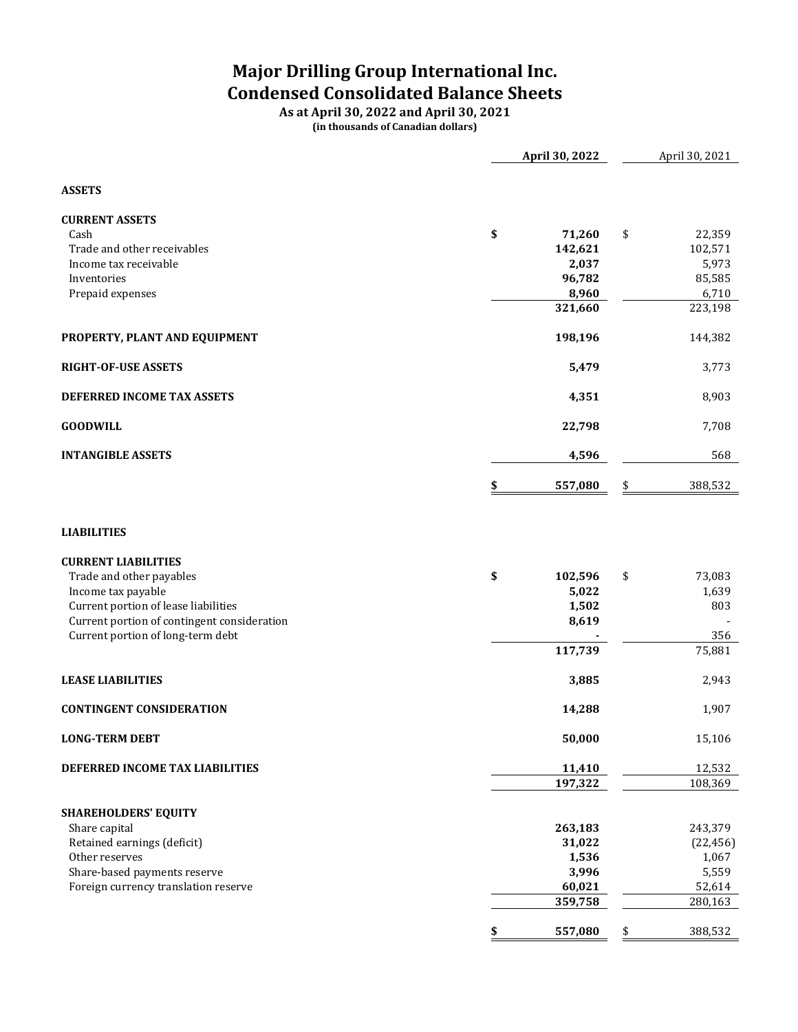# Major Drilling Group International Inc.
## Condensed Consolidated Balance Sheets

**As at April 30, 2022 and April 30, 2021**
**(in thousands of Canadian dollars)**

| | **April 30, 2022** | April 30, 2021 |
|---|---|---|
| **ASSETS** | | |
| **CURRENT ASSETS** | | |
| Cash | **$ 71,260** | $ 22,359 |
| Trade and other receivables | **142,621** | 102,571 |
| Income tax receivable | **2,037** | 5,973 |
| Inventories | **96,782** | 85,585 |
| Prepaid expenses | **8,960** | 6,710 |
| | **321,660** | 223,198 |
| **PROPERTY, PLANT AND EQUIPMENT** | **198,196** | 144,382 |
| **RIGHT-OF-USE ASSETS** | **5,479** | 3,773 |
| **DEFERRED INCOME TAX ASSETS** | **4,351** | 8,903 |
| **GOODWILL** | **22,798** | 7,708 |
| **INTANGIBLE ASSETS** | **4,596** | 568 |
| | **$ 557,080** | $ 388,532 |
| **LIABILITIES** | | |
| **CURRENT LIABILITIES** | | |
| Trade and other payables | **$ 102,596** | $ 73,083 |
| Income tax payable | **5,022** | 1,639 |
| Current portion of lease liabilities | **1,502** | 803 |
| Current portion of contingent consideration | **8,619** | - |
| Current portion of long-term debt | **-** | 356 |
| | **117,739** | 75,881 |
| **LEASE LIABILITIES** | **3,885** | 2,943 |
| **CONTINGENT CONSIDERATION** | **14,288** | 1,907 |
| **LONG-TERM DEBT** | **50,000** | 15,106 |
| **DEFERRED INCOME TAX LIABILITIES** | **11,410** | 12,532 |
| | **197,322** | 108,369 |
| **SHAREHOLDERS' EQUITY** | | |
| Share capital | **263,183** | 243,379 |
| Retained earnings (deficit) | **31,022** | (22,456) |
| Other reserves | **1,536** | 1,067 |
| Share-based payments reserve | **3,996** | 5,559 |
| Foreign currency translation reserve | **60,021** | 52,614 |
| | **359,758** | 280,163 |
| | **$ 557,080** | $ 388,532 |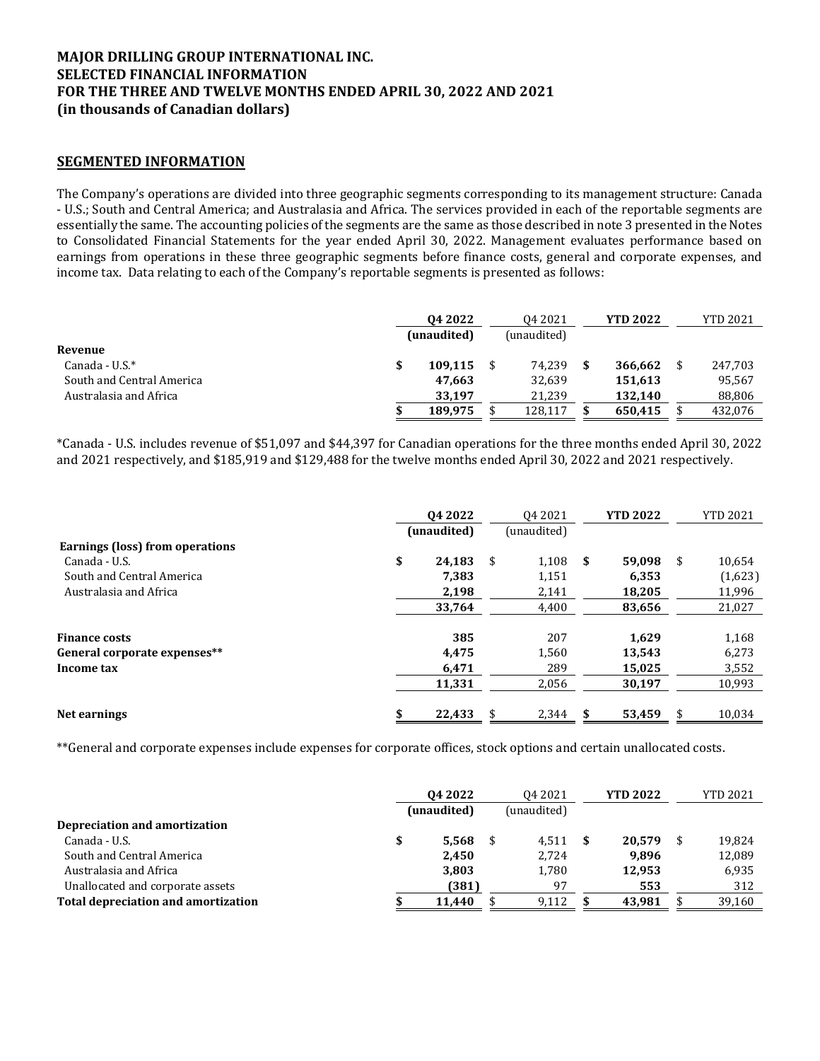# MAJOR DRILLING GROUP INTERNATIONAL INC.
# SELECTED FINANCIAL INFORMATION
# FOR THE THREE AND TWELVE MONTHS ENDED APRIL 30, 2022 AND 2021
# (in thousands of Canadian dollars)

## SEGMENTED INFORMATION

The Company's operations are divided into three geographic segments corresponding to its management structure: Canada - U.S.; South and Central America; and Australasia and Africa. The services provided in each of the reportable segments are essentially the same. The accounting policies of the segments are the same as those described in note 3 presented in the Notes to Consolidated Financial Statements for the year ended April 30, 2022. Management evaluates performance based on earnings from operations in these three geographic segments before finance costs, general and corporate expenses, and income tax. Data relating to each of the Company's reportable segments is presented as follows:

| | **Q4 2022 (unaudited)** | Q4 2021 (unaudited) | **YTD 2022** | YTD 2021 |
|---|---|---|---|---|
| **Revenue** | | | | |
| Canada - U.S.* | **$ 109,115** | $ 74,239 | **$ 366,662** | $ 247,703 |
| South and Central America | **47,663** | 32,639 | **151,613** | 95,567 |
| Australasia and Africa | **33,197** | 21,239 | **132,140** | 88,806 |
| | **$ 189,975** | $ 128,117 | **$ 650,415** | $ 432,076 |

*Canada - U.S. includes revenue of $51,097 and $44,397 for Canadian operations for the three months ended April 30, 2022 and 2021 respectively, and $185,919 and $129,488 for the twelve months ended April 30, 2022 and 2021 respectively.

| | **Q4 2022 (unaudited)** | Q4 2021 (unaudited) | **YTD 2022** | YTD 2021 |
|---|---|---|---|---|
| **Earnings (loss) from operations** | | | | |
| Canada - U.S. | **$ 24,183** | $ 1,108 | **$ 59,098** | $ 10,654 |
| South and Central America | **7,383** | 1,151 | **6,353** | (1,623) |
| Australasia and Africa | **2,198** | 2,141 | **18,205** | 11,996 |
| | **33,764** | 4,400 | **83,656** | 21,027 |
| **Finance costs** | **385** | 207 | **1,629** | 1,168 |
| **General corporate expenses**** | **4,475** | 1,560 | **13,543** | 6,273 |
| **Income tax** | **6,471** | 289 | **15,025** | 3,552 |
| | **11,331** | 2,056 | **30,197** | 10,993 |
| **Net earnings** | **$ 22,433** | $ 2,344 | **$ 53,459** | $ 10,034 |

**General and corporate expenses include expenses for corporate offices, stock options and certain unallocated costs.

| | **Q4 2022 (unaudited)** | Q4 2021 (unaudited) | **YTD 2022** | YTD 2021 |
|---|---|---|---|---|
| **Depreciation and amortization** | | | | |
| Canada - U.S. | **$ 5,568** | $ 4,511 | **$ 20,579** | $ 19,824 |
| South and Central America | **2,450** | 2,724 | **9,896** | 12,089 |
| Australasia and Africa | **3,803** | 1,780 | **12,953** | 6,935 |
| Unallocated and corporate assets | **(381)** | 97 | **553** | 312 |
| **Total depreciation and amortization** | **$ 11,440** | $ 9,112 | **$ 43,981** | $ 39,160 |